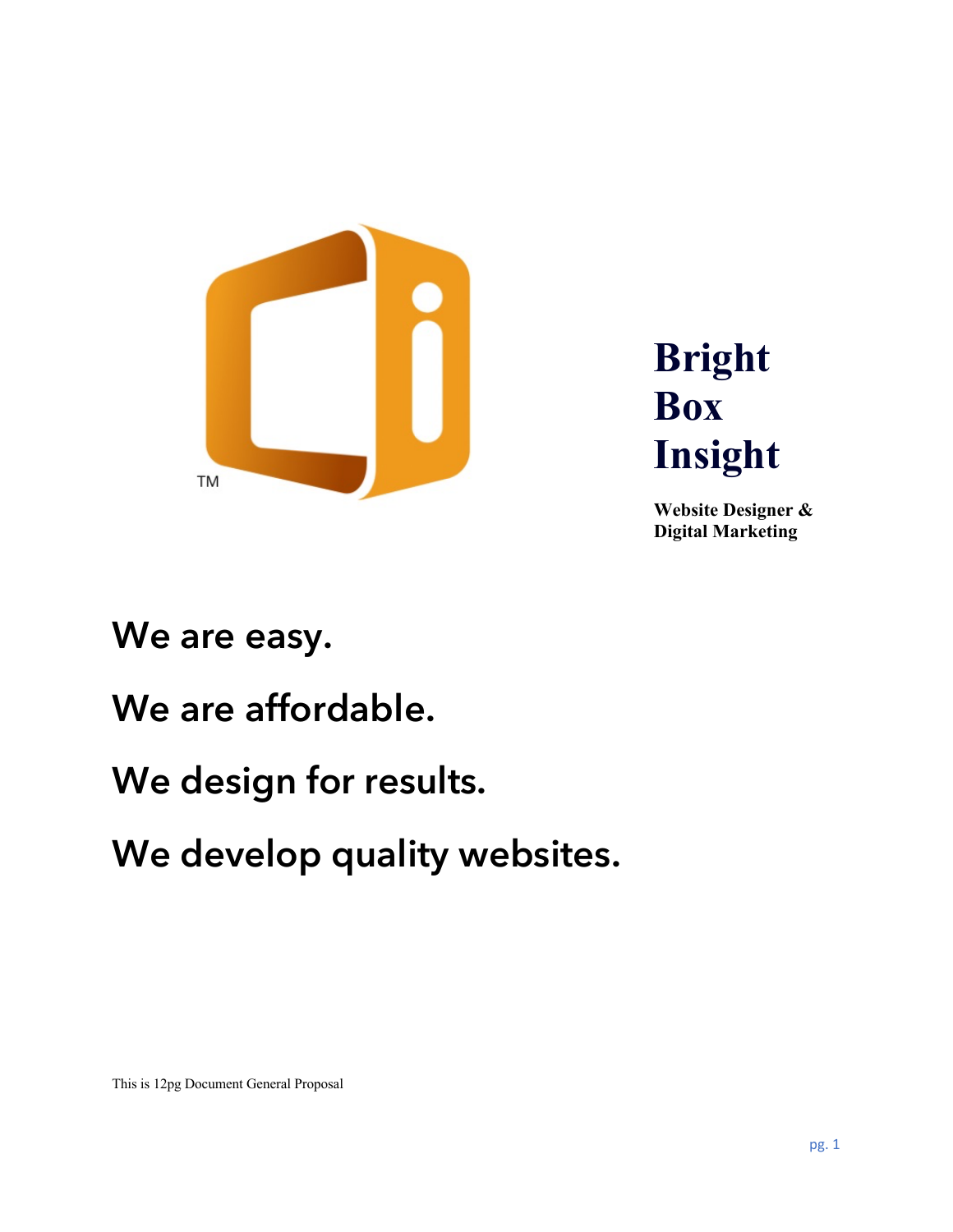TM

# Bright Box Insight

**Website Designer & Digital Marketing**

## We are easy.

## We are affordable.

## We design for results.

## We develop quality websites.

This is 12pg Document General Proposal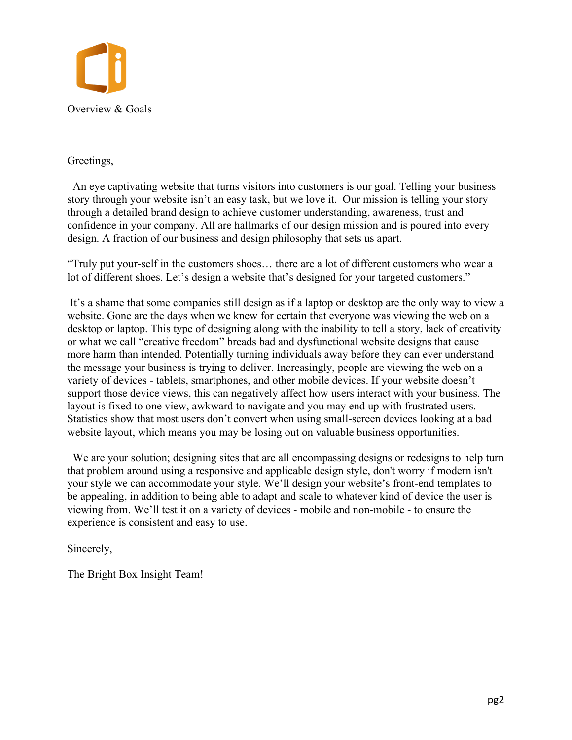Overview & Goals

Greetings,

An eye captivating website that turns visitors into customers is our goal. Telling your business story through your website isn't an easy task, but we love it. Our mission is telling your story through a detailed brand design to achieve customer understanding, awareness, trust and confidence in your company. All are hallmarks of our design mission and is poured into every design. A fraction of our business and design philosophy that sets us apart.

"Truly put your-self in the customers shoes… there are a lot of different customers who wear a lot of different shoes. Let's design a website that's designed for your targeted customers."

It's a shame that some companies still design as if a laptop or desktop are the only way to view a website. Gone are the days when we knew for certain that everyone was viewing the web on a desktop or laptop. This type of designing along with the inability to tell a story, lack of creativity or what we call "creative freedom" breads bad and dysfunctional website designs that cause more harm than intended. Potentially turning individuals away before they can ever understand the message your business is trying to deliver. Increasingly, people are viewing the web on a variety of devices - tablets, smartphones, and other mobile devices. If your website doesn't support those device views, this can negatively affect how users interact with your business. The layout is fixed to one view, awkward to navigate and you may end up with frustrated users. Statistics show that most users don't convert when using small-screen devices looking at a bad website layout, which means you may be losing out on valuable business opportunities.

We are your solution; designing sites that are all encompassing designs or redesigns to help turn that problem around using a responsive and applicable design style, don't worry if modern isn't your style we can accommodate your style. We'll design your website's front-end templates to be appealing, in addition to being able to adapt and scale to whatever kind of device the user is viewing from. We'll test it on a variety of devices - mobile and non-mobile - to ensure the experience is consistent and easy to use.

Sincerely,

The Bright Box Insight Team!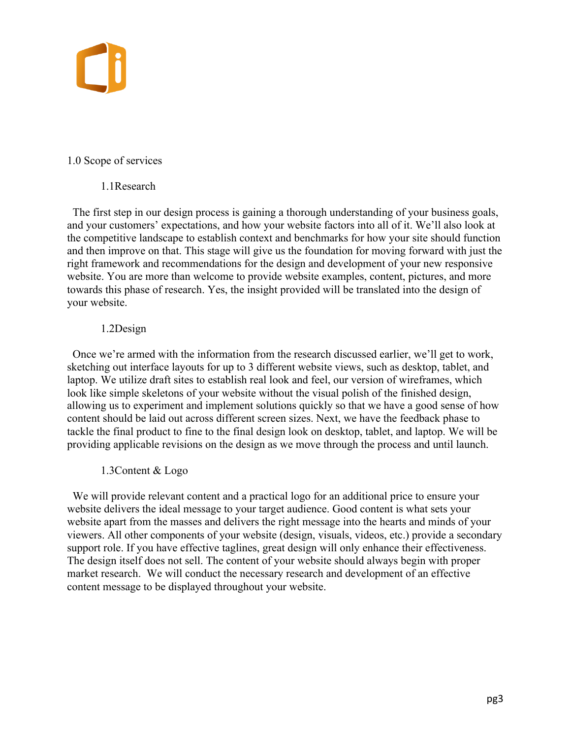## 1.0 Scope of services

### 1.1Research

The first step in our design process is gaining a thorough understanding of your business goals, and your customers' expectations, and how your website factors into all of it. We'll also look at the competitive landscape to establish context and benchmarks for how your site should function and then improve on that. This stage will give us the foundation for moving forward with just the right framework and recommendations for the design and development of your new responsive website. You are more than welcome to provide website examples, content, pictures, and more towards this phase of research. Yes, the insight provided will be translated into the design of your website.

### 1.2Design

Once we're armed with the information from the research discussed earlier, we'll get to work, sketching out interface layouts for up to 3 different website views, such as desktop, tablet, and laptop. We utilize draft sites to establish real look and feel, our version of wireframes, which look like simple skeletons of your website without the visual polish of the finished design, allowing us to experiment and implement solutions quickly so that we have a good sense of how content should be laid out across different screen sizes. Next, we have the feedback phase to tackle the final product to fine to the final design look on desktop, tablet, and laptop. We will be providing applicable revisions on the design as we move through the process and until launch.

### 1.3Content & Logo

We will provide relevant content and a practical logo for an additional price to ensure your website delivers the ideal message to your target audience. Good content is what sets your website apart from the masses and delivers the right message into the hearts and minds of your viewers. All other components of your website (design, visuals, videos, etc.) provide a secondary support role. If you have effective taglines, great design will only enhance their effectiveness. The design itself does not sell. The content of your website should always begin with proper market research. We will conduct the necessary research and development of an effective content message to be displayed throughout your website.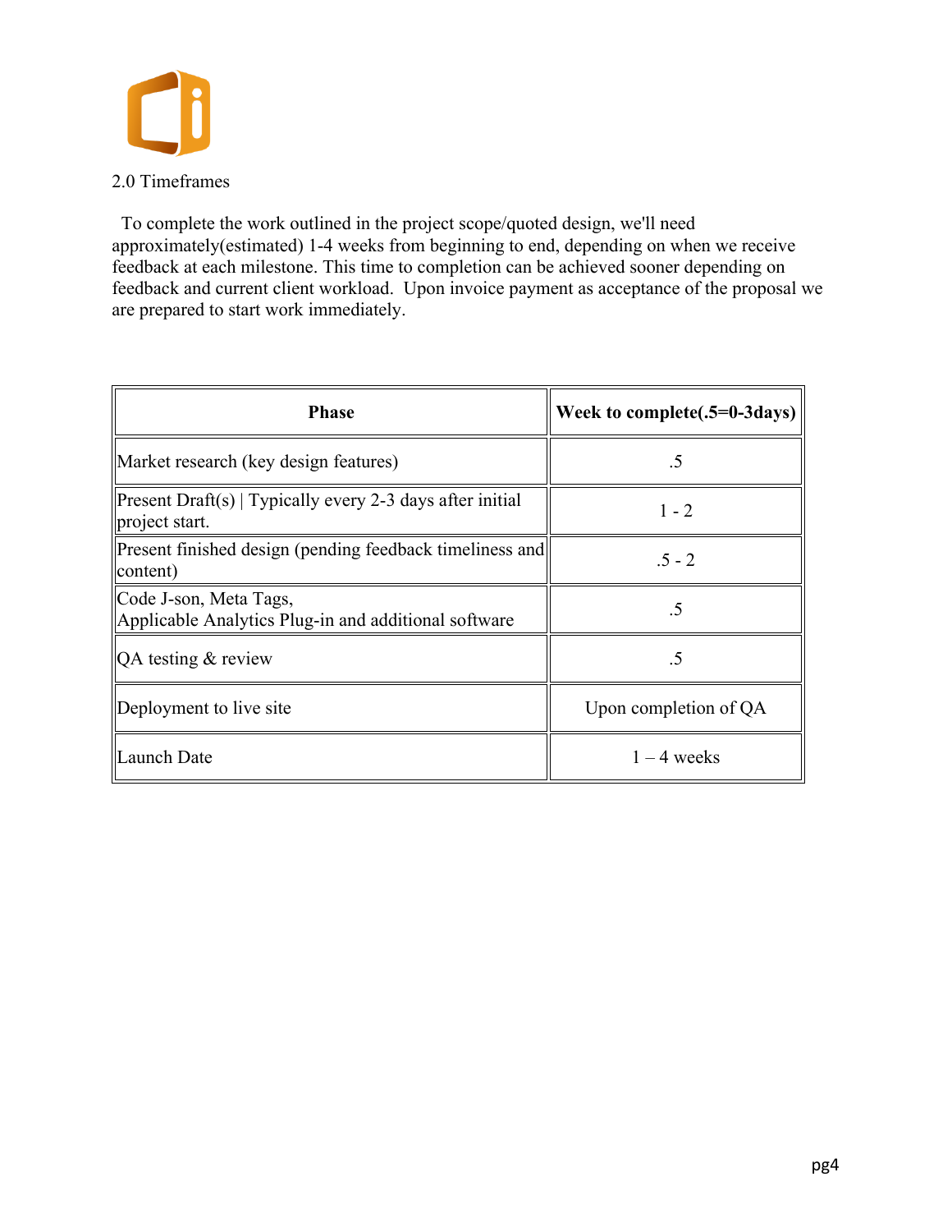## 2.0 Timeframes

To complete the work outlined in the project scope/quoted design, we'll need approximately(estimated) 1-4 weeks from beginning to end, depending on when we receive feedback at each milestone. This time to completion can be achieved sooner depending on feedback and current client workload. Upon invoice payment as acceptance of the proposal we are prepared to start work immediately.

| Phase | Week to complete(.5=0-3days) |
|---|---|
| Market research (key design features) | .5 |
| Present Draft(s) \| Typically every 2-3 days after initial project start. | 1 - 2 |
| Present finished design (pending feedback timeliness and content) | .5 - 2 |
| Code J-son, Meta Tags, Applicable Analytics Plug-in and additional software | .5 |
| QA testing & review | .5 |
| Deployment to live site | Upon completion of QA |
| Launch Date | 1 – 4 weeks |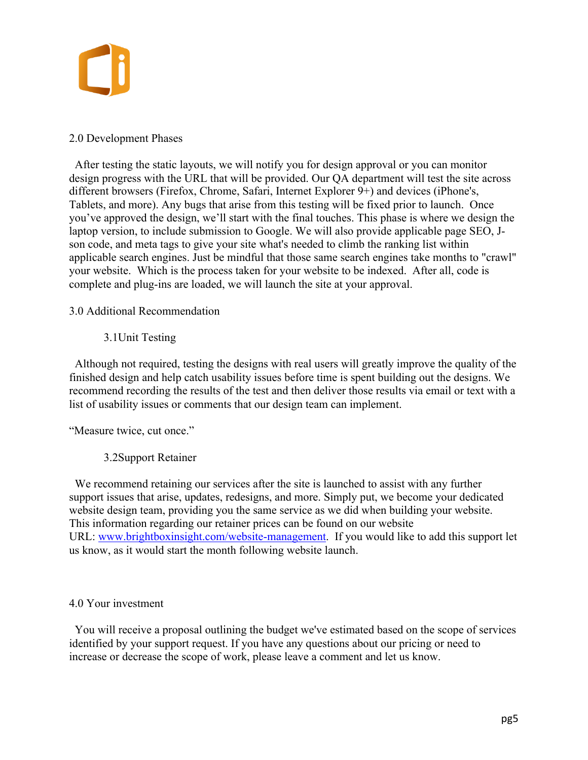## 2.0 Development Phases

After testing the static layouts, we will notify you for design approval or you can monitor design progress with the URL that will be provided. Our QA department will test the site across different browsers (Firefox, Chrome, Safari, Internet Explorer 9+) and devices (iPhone's, Tablets, and more). Any bugs that arise from this testing will be fixed prior to launch. Once you've approved the design, we'll start with the final touches. This phase is where we design the laptop version, to include submission to Google. We will also provide applicable page SEO, J-son code, and meta tags to give your site what's needed to climb the ranking list within applicable search engines. Just be mindful that those same search engines take months to "crawl" your website. Which is the process taken for your website to be indexed. After all, code is complete and plug-ins are loaded, we will launch the site at your approval.

## 3.0 Additional Recommendation

### 3.1Unit Testing

Although not required, testing the designs with real users will greatly improve the quality of the finished design and help catch usability issues before time is spent building out the designs. We recommend recording the results of the test and then deliver those results via email or text with a list of usability issues or comments that our design team can implement.

"Measure twice, cut once."

### 3.2Support Retainer

We recommend retaining our services after the site is launched to assist with any further support issues that arise, updates, redesigns, and more. Simply put, we become your dedicated website design team, providing you the same service as we did when building your website. This information regarding our retainer prices can be found on our website URL: [www.brightboxinsight.com/website-management](www.brightboxinsight.com/website-management). If you would like to add this support let us know, as it would start the month following website launch.

## 4.0 Your investment

You will receive a proposal outlining the budget we've estimated based on the scope of services identified by your support request. If you have any questions about our pricing or need to increase or decrease the scope of work, please leave a comment and let us know.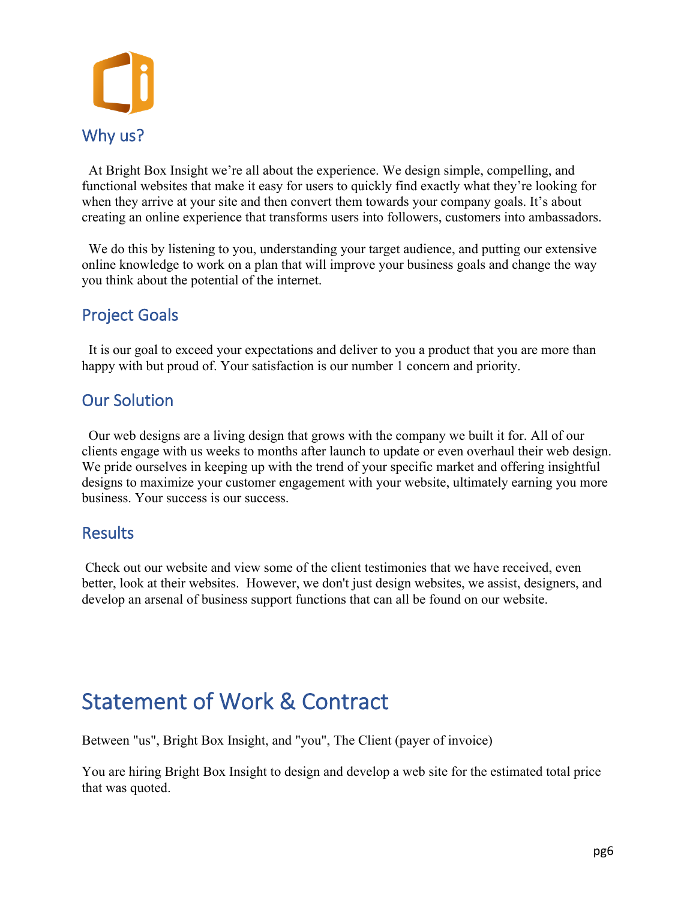## Why us?

At Bright Box Insight we're all about the experience. We design simple, compelling, and functional websites that make it easy for users to quickly find exactly what they're looking for when they arrive at your site and then convert them towards your company goals. It's about creating an online experience that transforms users into followers, customers into ambassadors.

We do this by listening to you, understanding your target audience, and putting our extensive online knowledge to work on a plan that will improve your business goals and change the way you think about the potential of the internet.

## Project Goals

It is our goal to exceed your expectations and deliver to you a product that you are more than happy with but proud of. Your satisfaction is our number 1 concern and priority.

## Our Solution

Our web designs are a living design that grows with the company we built it for. All of our clients engage with us weeks to months after launch to update or even overhaul their web design. We pride ourselves in keeping up with the trend of your specific market and offering insightful designs to maximize your customer engagement with your website, ultimately earning you more business. Your success is our success.

## Results

Check out our website and view some of the client testimonies that we have received, even better, look at their websites. However, we don't just design websites, we assist, designers, and develop an arsenal of business support functions that can all be found on our website.

# Statement of Work & Contract

Between "us", Bright Box Insight, and "you", The Client (payer of invoice)

You are hiring Bright Box Insight to design and develop a web site for the estimated total price that was quoted.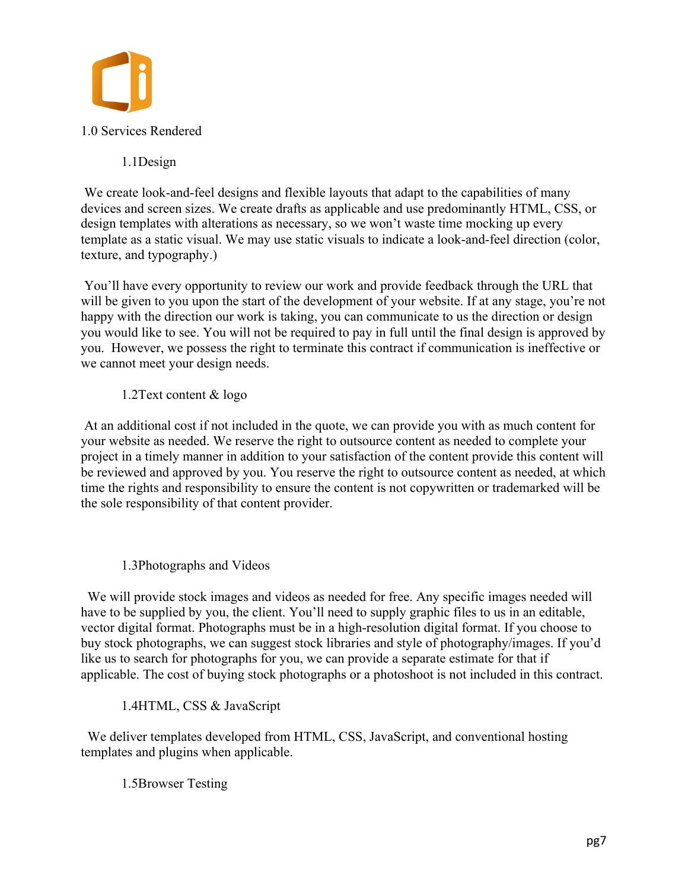# 1.0 Services Rendered

## 1.1Design

We create look-and-feel designs and flexible layouts that adapt to the capabilities of many devices and screen sizes. We create drafts as applicable and use predominantly HTML, CSS, or design templates with alterations as necessary, so we won't waste time mocking up every template as a static visual. We may use static visuals to indicate a look-and-feel direction (color, texture, and typography.)

You'll have every opportunity to review our work and provide feedback through the URL that will be given to you upon the start of the development of your website. If at any stage, you're not happy with the direction our work is taking, you can communicate to us the direction or design you would like to see. You will not be required to pay in full until the final design is approved by you. However, we possess the right to terminate this contract if communication is ineffective or we cannot meet your design needs.

## 1.2Text content & logo

At an additional cost if not included in the quote, we can provide you with as much content for your website as needed. We reserve the right to outsource content as needed to complete your project in a timely manner in addition to your satisfaction of the content provide this content will be reviewed and approved by you. You reserve the right to outsource content as needed, at which time the rights and responsibility to ensure the content is not copywritten or trademarked will be the sole responsibility of that content provider.

## 1.3Photographs and Videos

We will provide stock images and videos as needed for free. Any specific images needed will have to be supplied by you, the client. You'll need to supply graphic files to us in an editable, vector digital format. Photographs must be in a high-resolution digital format. If you choose to buy stock photographs, we can suggest stock libraries and style of photography/images. If you'd like us to search for photographs for you, we can provide a separate estimate for that if applicable. The cost of buying stock photographs or a photoshoot is not included in this contract.

## 1.4HTML, CSS & JavaScript

We deliver templates developed from HTML, CSS, JavaScript, and conventional hosting templates and plugins when applicable.

## 1.5Browser Testing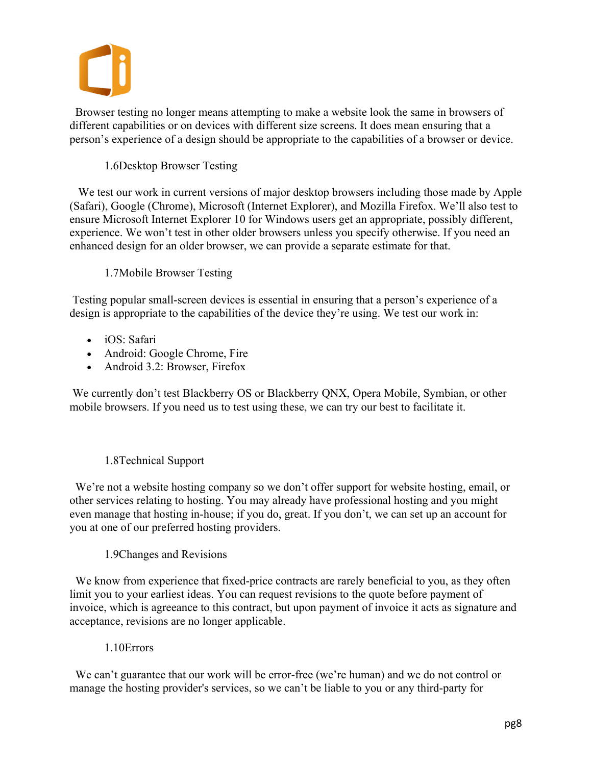Browser testing no longer means attempting to make a website look the same in browsers of different capabilities or on devices with different size screens. It does mean ensuring that a person's experience of a design should be appropriate to the capabilities of a browser or device.

### 1.6Desktop Browser Testing

We test our work in current versions of major desktop browsers including those made by Apple (Safari), Google (Chrome), Microsoft (Internet Explorer), and Mozilla Firefox. We'll also test to ensure Microsoft Internet Explorer 10 for Windows users get an appropriate, possibly different, experience. We won't test in other older browsers unless you specify otherwise. If you need an enhanced design for an older browser, we can provide a separate estimate for that.

### 1.7Mobile Browser Testing

Testing popular small-screen devices is essential in ensuring that a person's experience of a design is appropriate to the capabilities of the device they're using. We test our work in:

- iOS: Safari
- Android: Google Chrome, Fire
- Android 3.2: Browser, Firefox

We currently don't test Blackberry OS or Blackberry QNX, Opera Mobile, Symbian, or other mobile browsers. If you need us to test using these, we can try our best to facilitate it.

### 1.8Technical Support

We're not a website hosting company so we don't offer support for website hosting, email, or other services relating to hosting. You may already have professional hosting and you might even manage that hosting in-house; if you do, great. If you don't, we can set up an account for you at one of our preferred hosting providers.

### 1.9Changes and Revisions

We know from experience that fixed-price contracts are rarely beneficial to you, as they often limit you to your earliest ideas. You can request revisions to the quote before payment of invoice, which is agreeance to this contract, but upon payment of invoice it acts as signature and acceptance, revisions are no longer applicable.

### 1.10Errors

We can't guarantee that our work will be error-free (we're human) and we do not control or manage the hosting provider's services, so we can't be liable to you or any third-party for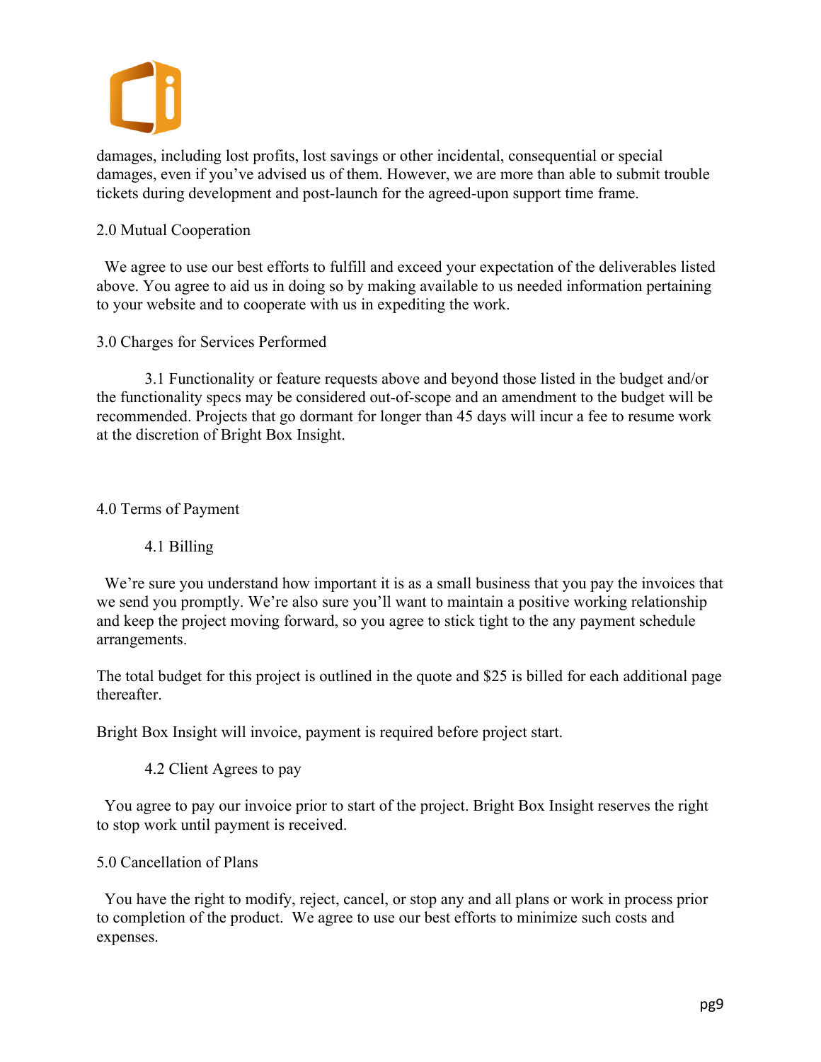damages, including lost profits, lost savings or other incidental, consequential or special damages, even if you've advised us of them. However, we are more than able to submit trouble tickets during development and post-launch for the agreed-upon support time frame.

## 2.0 Mutual Cooperation

We agree to use our best efforts to fulfill and exceed your expectation of the deliverables listed above. You agree to aid us in doing so by making available to us needed information pertaining to your website and to cooperate with us in expediting the work.

## 3.0 Charges for Services Performed

3.1 Functionality or feature requests above and beyond those listed in the budget and/or the functionality specs may be considered out-of-scope and an amendment to the budget will be recommended. Projects that go dormant for longer than 45 days will incur a fee to resume work at the discretion of Bright Box Insight.

## 4.0 Terms of Payment

### 4.1 Billing

We're sure you understand how important it is as a small business that you pay the invoices that we send you promptly. We're also sure you'll want to maintain a positive working relationship and keep the project moving forward, so you agree to stick tight to the any payment schedule arrangements.

The total budget for this project is outlined in the quote and $25 is billed for each additional page thereafter.

Bright Box Insight will invoice, payment is required before project start.

### 4.2 Client Agrees to pay

You agree to pay our invoice prior to start of the project. Bright Box Insight reserves the right to stop work until payment is received.

## 5.0 Cancellation of Plans

You have the right to modify, reject, cancel, or stop any and all plans or work in process prior to completion of the product. We agree to use our best efforts to minimize such costs and expenses.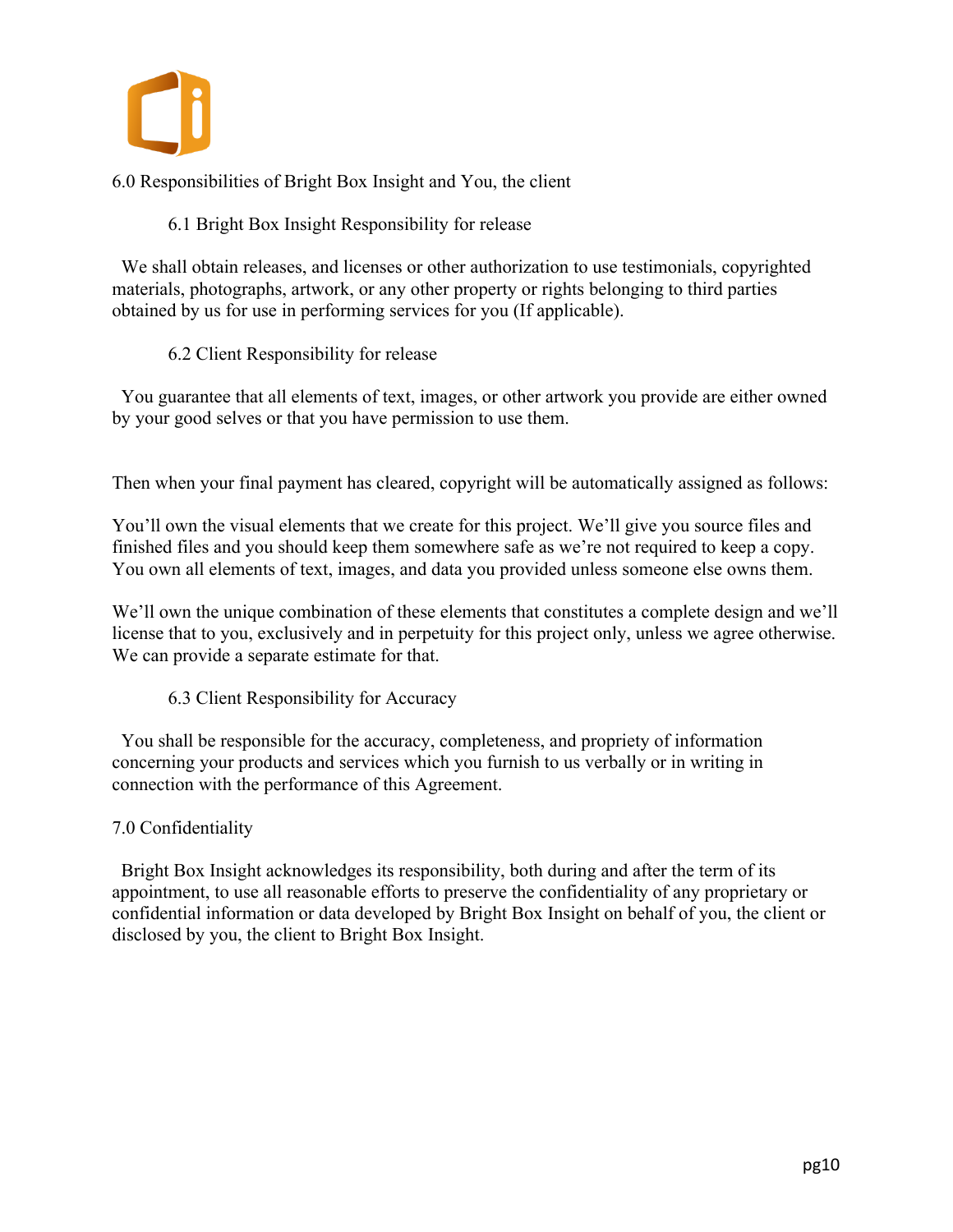## 6.0 Responsibilities of Bright Box Insight and You, the client

### 6.1 Bright Box Insight Responsibility for release

We shall obtain releases, and licenses or other authorization to use testimonials, copyrighted materials, photographs, artwork, or any other property or rights belonging to third parties obtained by us for use in performing services for you (If applicable).

### 6.2 Client Responsibility for release

You guarantee that all elements of text, images, or other artwork you provide are either owned by your good selves or that you have permission to use them.

Then when your final payment has cleared, copyright will be automatically assigned as follows:

You'll own the visual elements that we create for this project. We'll give you source files and finished files and you should keep them somewhere safe as we're not required to keep a copy. You own all elements of text, images, and data you provided unless someone else owns them.

We'll own the unique combination of these elements that constitutes a complete design and we'll license that to you, exclusively and in perpetuity for this project only, unless we agree otherwise. We can provide a separate estimate for that.

### 6.3 Client Responsibility for Accuracy

You shall be responsible for the accuracy, completeness, and propriety of information concerning your products and services which you furnish to us verbally or in writing in connection with the performance of this Agreement.

## 7.0 Confidentiality

Bright Box Insight acknowledges its responsibility, both during and after the term of its appointment, to use all reasonable efforts to preserve the confidentiality of any proprietary or confidential information or data developed by Bright Box Insight on behalf of you, the client or disclosed by you, the client to Bright Box Insight.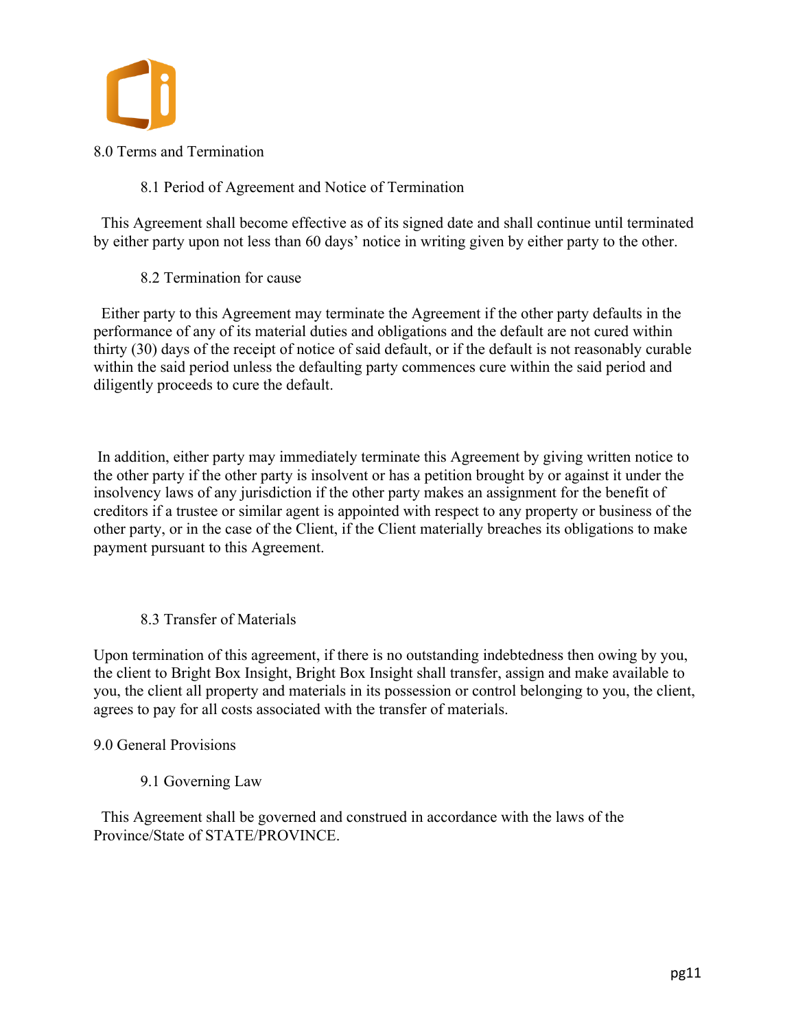## 8.0 Terms and Termination

### 8.1 Period of Agreement and Notice of Termination

This Agreement shall become effective as of its signed date and shall continue until terminated by either party upon not less than 60 days' notice in writing given by either party to the other.

### 8.2 Termination for cause

Either party to this Agreement may terminate the Agreement if the other party defaults in the performance of any of its material duties and obligations and the default are not cured within thirty (30) days of the receipt of notice of said default, or if the default is not reasonably curable within the said period unless the defaulting party commences cure within the said period and diligently proceeds to cure the default.

In addition, either party may immediately terminate this Agreement by giving written notice to the other party if the other party is insolvent or has a petition brought by or against it under the insolvency laws of any jurisdiction if the other party makes an assignment for the benefit of creditors if a trustee or similar agent is appointed with respect to any property or business of the other party, or in the case of the Client, if the Client materially breaches its obligations to make payment pursuant to this Agreement.

### 8.3 Transfer of Materials

Upon termination of this agreement, if there is no outstanding indebtedness then owing by you, the client to Bright Box Insight, Bright Box Insight shall transfer, assign and make available to you, the client all property and materials in its possession or control belonging to you, the client, agrees to pay for all costs associated with the transfer of materials.

## 9.0 General Provisions

### 9.1 Governing Law

This Agreement shall be governed and construed in accordance with the laws of the Province/State of STATE/PROVINCE.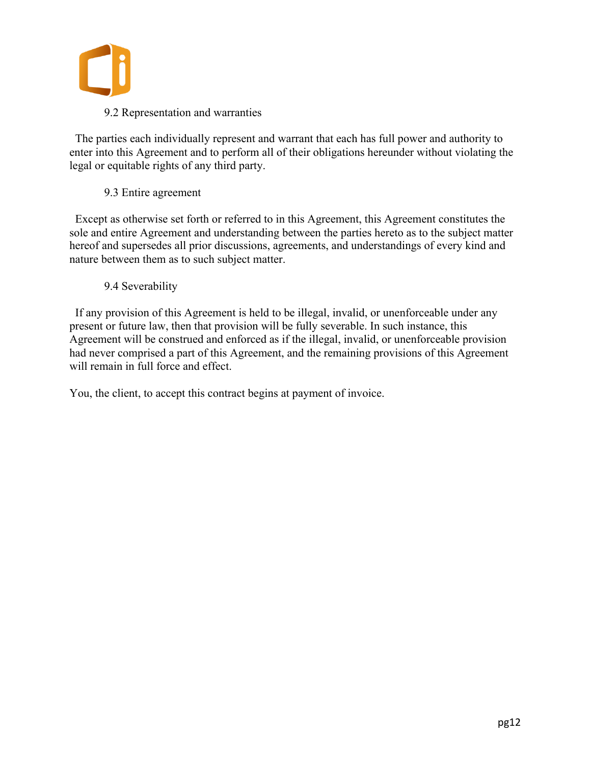### 9.2 Representation and warranties

The parties each individually represent and warrant that each has full power and authority to enter into this Agreement and to perform all of their obligations hereunder without violating the legal or equitable rights of any third party.

### 9.3 Entire agreement

Except as otherwise set forth or referred to in this Agreement, this Agreement constitutes the sole and entire Agreement and understanding between the parties hereto as to the subject matter hereof and supersedes all prior discussions, agreements, and understandings of every kind and nature between them as to such subject matter.

### 9.4 Severability

If any provision of this Agreement is held to be illegal, invalid, or unenforceable under any present or future law, then that provision will be fully severable. In such instance, this Agreement will be construed and enforced as if the illegal, invalid, or unenforceable provision had never comprised a part of this Agreement, and the remaining provisions of this Agreement will remain in full force and effect.

You, the client, to accept this contract begins at payment of invoice.